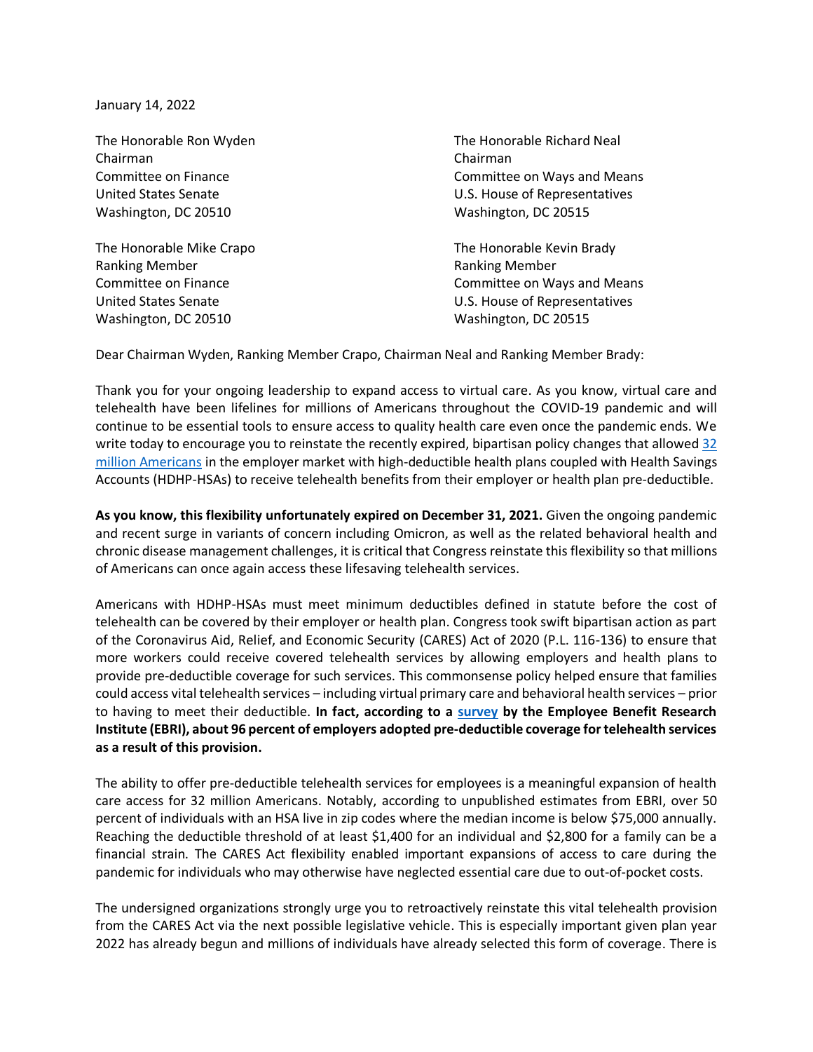January 14, 2022

The Honorable Ron Wyden
Chairman
Committee on Finance
United States Senate
Washington, DC 20510

The Honorable Richard Neal
Chairman
Committee on Ways and Means
U.S. House of Representatives
Washington, DC 20515

The Honorable Mike Crapo
Ranking Member
Committee on Finance
United States Senate
Washington, DC 20510

The Honorable Kevin Brady
Ranking Member
Committee on Ways and Means
U.S. House of Representatives
Washington, DC 20515

Dear Chairman Wyden, Ranking Member Crapo, Chairman Neal and Ranking Member Brady:

Thank you for your ongoing leadership to expand access to virtual care. As you know, virtual care and telehealth have been lifelines for millions of Americans throughout the COVID-19 pandemic and will continue to be essential tools to ensure access to quality health care even once the pandemic ends. We write today to encourage you to reinstate the recently expired, bipartisan policy changes that allowed [32 million Americans] in the employer market with high-deductible health plans coupled with Health Savings Accounts (HDHP-HSAs) to receive telehealth benefits from their employer or health plan pre-deductible.

**As you know, this flexibility unfortunately expired on December 31, 2021.** Given the ongoing pandemic and recent surge in variants of concern including Omicron, as well as the related behavioral health and chronic disease management challenges, it is critical that Congress reinstate this flexibility so that millions of Americans can once again access these lifesaving telehealth services.

Americans with HDHP-HSAs must meet minimum deductibles defined in statute before the cost of telehealth can be covered by their employer or health plan. Congress took swift bipartisan action as part of the Coronavirus Aid, Relief, and Economic Security (CARES) Act of 2020 (P.L. 116-136) to ensure that more workers could receive covered telehealth services by allowing employers and health plans to provide pre-deductible coverage for such services. This commonsense policy helped ensure that families could access vital telehealth services – including virtual primary care and behavioral health services – prior to having to meet their deductible. **In fact, according to a [survey] by the Employee Benefit Research Institute (EBRI), about 96 percent of employers adopted pre-deductible coverage for telehealth services as a result of this provision.**

The ability to offer pre-deductible telehealth services for employees is a meaningful expansion of health care access for 32 million Americans. Notably, according to unpublished estimates from EBRI, over 50 percent of individuals with an HSA live in zip codes where the median income is below $75,000 annually. Reaching the deductible threshold of at least $1,400 for an individual and $2,800 for a family can be a financial strain. The CARES Act flexibility enabled important expansions of access to care during the pandemic for individuals who may otherwise have neglected essential care due to out-of-pocket costs.

The undersigned organizations strongly urge you to retroactively reinstate this vital telehealth provision from the CARES Act via the next possible legislative vehicle. This is especially important given plan year 2022 has already begun and millions of individuals have already selected this form of coverage. There is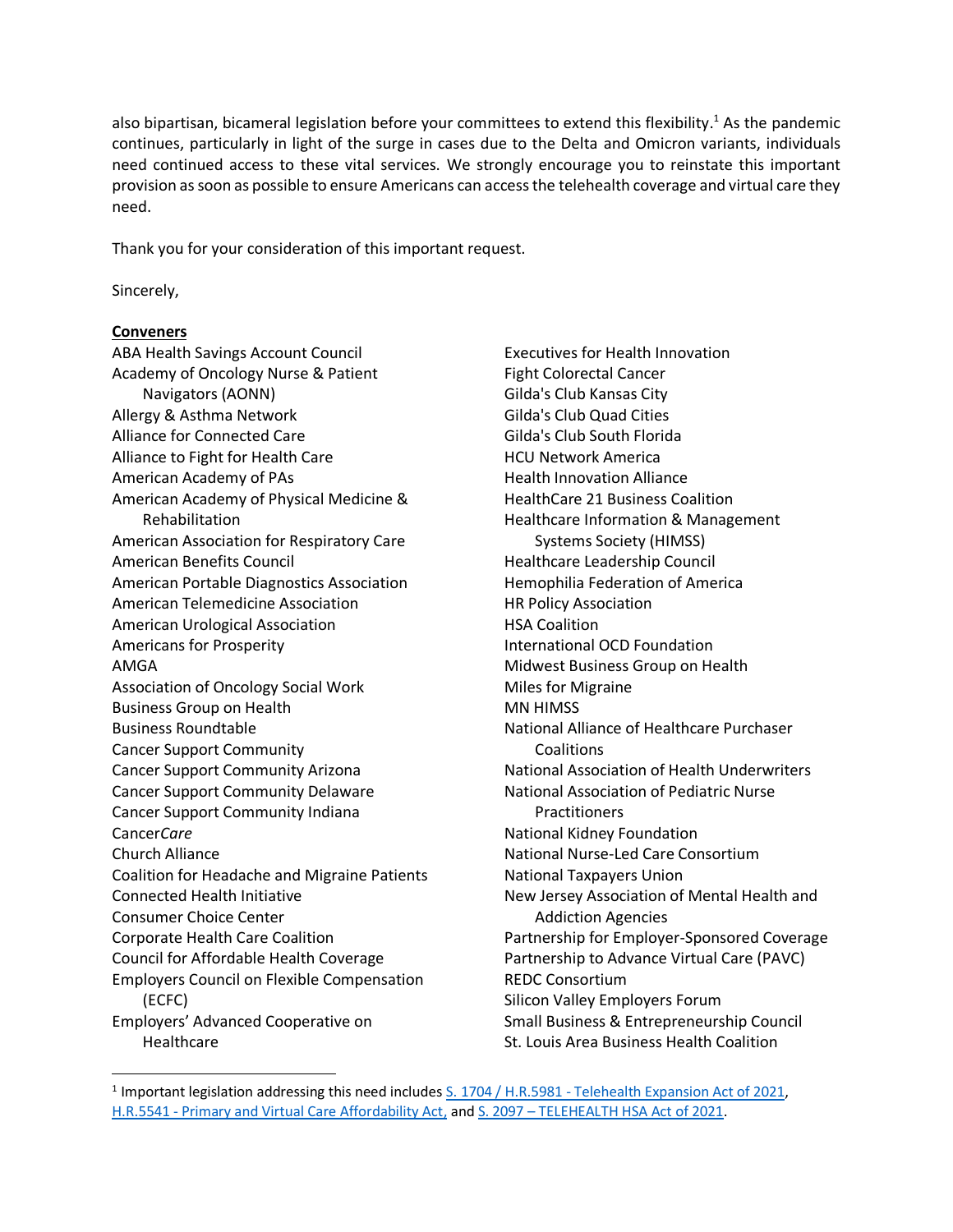also bipartisan, bicameral legislation before your committees to extend this flexibility.[1] As the pandemic continues, particularly in light of the surge in cases due to the Delta and Omicron variants, individuals need continued access to these vital services. We strongly encourage you to reinstate this important provision as soon as possible to ensure Americans can access the telehealth coverage and virtual care they need.

Thank you for your consideration of this important request.

Sincerely,

**Conveners**

ABA Health Savings Account Council
Academy of Oncology Nurse & Patient Navigators (AONN)
Allergy & Asthma Network
Alliance for Connected Care
Alliance to Fight for Health Care
American Academy of PAs
American Academy of Physical Medicine & Rehabilitation
American Association for Respiratory Care
American Benefits Council
American Portable Diagnostics Association
American Telemedicine Association
American Urological Association
Americans for Prosperity
AMGA
Association of Oncology Social Work
Business Group on Health
Business Roundtable
Cancer Support Community
Cancer Support Community Arizona
Cancer Support Community Delaware
Cancer Support Community Indiana
Cancer*Care*
Church Alliance
Coalition for Headache and Migraine Patients
Connected Health Initiative
Consumer Choice Center
Corporate Health Care Coalition
Council for Affordable Health Coverage
Employers Council on Flexible Compensation (ECFC)
Employers' Advanced Cooperative on Healthcare
Executives for Health Innovation
Fight Colorectal Cancer
Gilda's Club Kansas City
Gilda's Club Quad Cities
Gilda's Club South Florida
HCU Network America
Health Innovation Alliance
HealthCare 21 Business Coalition
Healthcare Information & Management Systems Society (HIMSS)
Healthcare Leadership Council
Hemophilia Federation of America
HR Policy Association
HSA Coalition
International OCD Foundation
Midwest Business Group on Health
Miles for Migraine
MN HIMSS
National Alliance of Healthcare Purchaser Coalitions
National Association of Health Underwriters
National Association of Pediatric Nurse Practitioners
National Kidney Foundation
National Nurse-Led Care Consortium
National Taxpayers Union
New Jersey Association of Mental Health and Addiction Agencies
Partnership for Employer-Sponsored Coverage
Partnership to Advance Virtual Care (PAVC)
REDC Consortium
Silicon Valley Employers Forum
Small Business & Entrepreneurship Council
St. Louis Area Business Health Coalition

---

[1] Important legislation addressing this need includes S. 1704 / H.R.5981 - Telehealth Expansion Act of 2021, H.R.5541 - Primary and Virtual Care Affordability Act, and S. 2097 – TELEHEALTH HSA Act of 2021.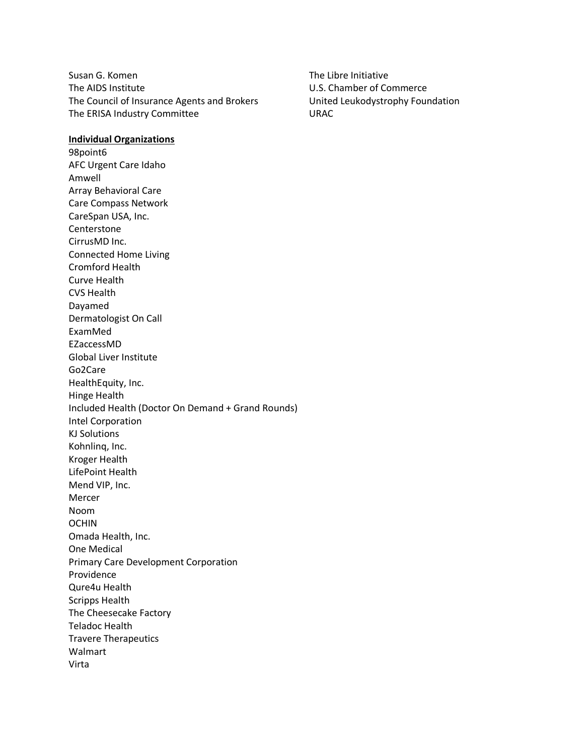Susan G. Komen
The AIDS Institute
The Council of Insurance Agents and Brokers
The ERISA Industry Committee
The Libre Initiative
U.S. Chamber of Commerce
United Leukodystrophy Foundation
URAC

**Individual Organizations**

98point6
AFC Urgent Care Idaho
Amwell
Array Behavioral Care
Care Compass Network
CareSpan USA, Inc.
Centerstone
CirrusMD Inc.
Connected Home Living
Cromford Health
Curve Health
CVS Health
Dayamed
Dermatologist On Call
ExamMed
EZaccessMD
Global Liver Institute
Go2Care
HealthEquity, Inc.
Hinge Health
Included Health (Doctor On Demand + Grand Rounds)
Intel Corporation
KJ Solutions
Kohnlinq, Inc.
Kroger Health
LifePoint Health
Mend VIP, Inc.
Mercer
Noom
OCHIN
Omada Health, Inc.
One Medical
Primary Care Development Corporation
Providence
Qure4u Health
Scripps Health
The Cheesecake Factory
Teladoc Health
Travere Therapeutics
Walmart
Virta